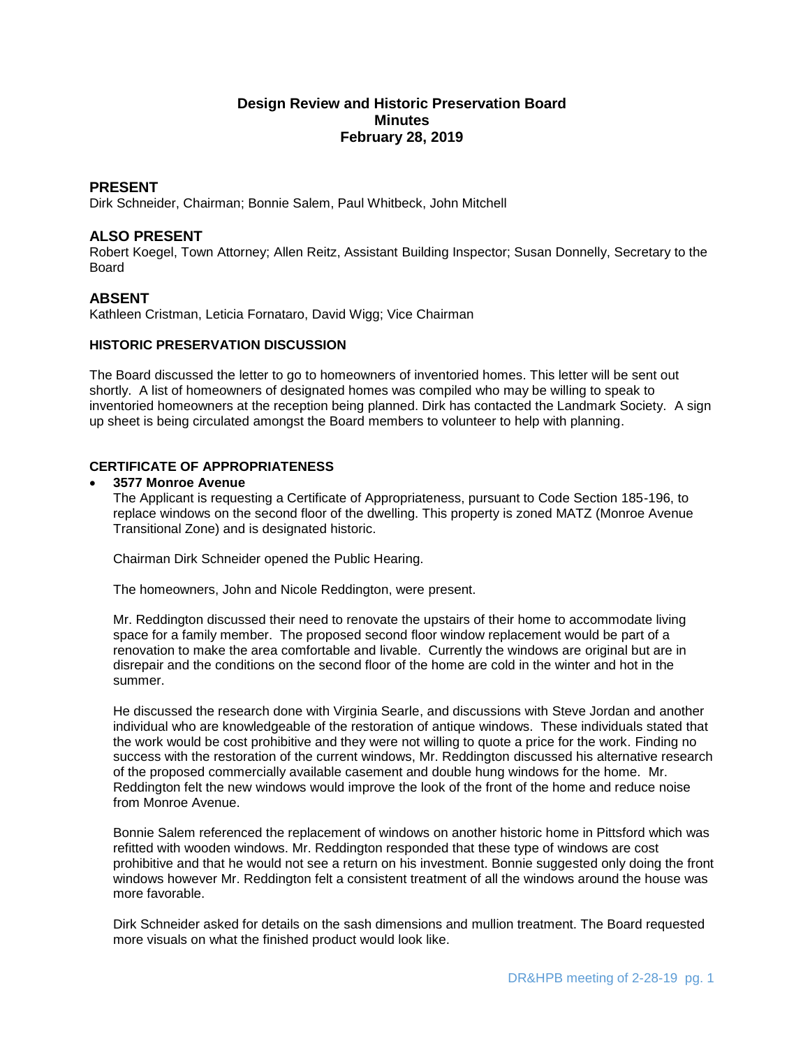# Design Review and Historic Preservation Board
# Minutes
# February 28, 2019

## PRESENT

Dirk Schneider, Chairman; Bonnie Salem, Paul Whitbeck, John Mitchell

## ALSO PRESENT

Robert Koegel, Town Attorney; Allen Reitz, Assistant Building Inspector; Susan Donnelly, Secretary to the Board

## ABSENT

Kathleen Cristman, Leticia Fornataro, David Wigg; Vice Chairman

### HISTORIC PRESERVATION DISCUSSION

The Board discussed the letter to go to homeowners of inventoried homes. This letter will be sent out shortly. A list of homeowners of designated homes was compiled who may be willing to speak to inventoried homeowners at the reception being planned. Dirk has contacted the Landmark Society. A sign up sheet is being circulated amongst the Board members to volunteer to help with planning.

### CERTIFICATE OF APPROPRIATENESS

- **3577 Monroe Avenue**

  The Applicant is requesting a Certificate of Appropriateness, pursuant to Code Section 185-196, to replace windows on the second floor of the dwelling. This property is zoned MATZ (Monroe Avenue Transitional Zone) and is designated historic.

  Chairman Dirk Schneider opened the Public Hearing.

  The homeowners, John and Nicole Reddington, were present.

  Mr. Reddington discussed their need to renovate the upstairs of their home to accommodate living space for a family member. The proposed second floor window replacement would be part of a renovation to make the area comfortable and livable. Currently the windows are original but are in disrepair and the conditions on the second floor of the home are cold in the winter and hot in the summer.

  He discussed the research done with Virginia Searle, and discussions with Steve Jordan and another individual who are knowledgeable of the restoration of antique windows. These individuals stated that the work would be cost prohibitive and they were not willing to quote a price for the work. Finding no success with the restoration of the current windows, Mr. Reddington discussed his alternative research of the proposed commercially available casement and double hung windows for the home. Mr. Reddington felt the new windows would improve the look of the front of the home and reduce noise from Monroe Avenue.

  Bonnie Salem referenced the replacement of windows on another historic home in Pittsford which was refitted with wooden windows. Mr. Reddington responded that these type of windows are cost prohibitive and that he would not see a return on his investment. Bonnie suggested only doing the front windows however Mr. Reddington felt a consistent treatment of all the windows around the house was more favorable.

  Dirk Schneider asked for details on the sash dimensions and mullion treatment. The Board requested more visuals on what the finished product would look like.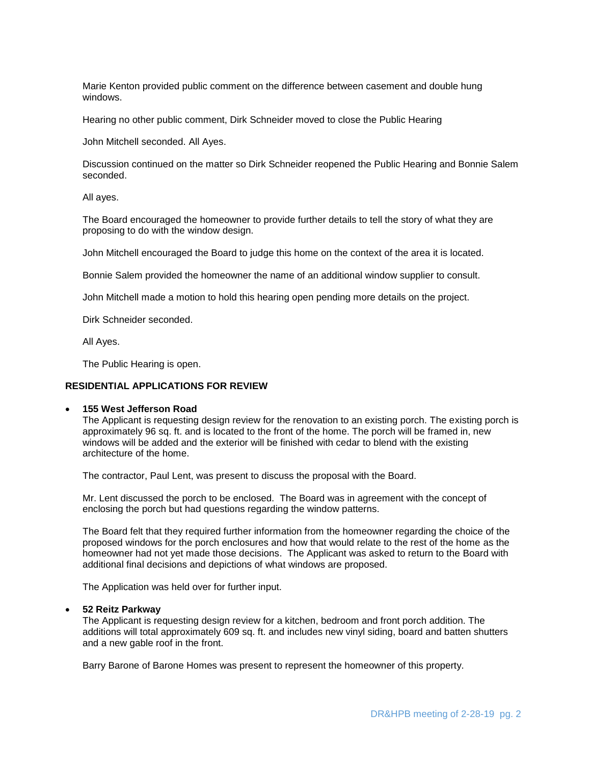Marie Kenton provided public comment on the difference between casement and double hung windows.

Hearing no other public comment, Dirk Schneider moved to close the Public Hearing

John Mitchell seconded. All Ayes.

Discussion continued on the matter so Dirk Schneider reopened the Public Hearing and Bonnie Salem seconded.

All ayes.

The Board encouraged the homeowner to provide further details to tell the story of what they are proposing to do with the window design.

John Mitchell encouraged the Board to judge this home on the context of the area it is located.

Bonnie Salem provided the homeowner the name of an additional window supplier to consult.

John Mitchell made a motion to hold this hearing open pending more details on the project.

Dirk Schneider seconded.

All Ayes.

The Public Hearing is open.

## RESIDENTIAL APPLICATIONS FOR REVIEW

- **155 West Jefferson Road**

  The Applicant is requesting design review for the renovation to an existing porch. The existing porch is approximately 96 sq. ft. and is located to the front of the home. The porch will be framed in, new windows will be added and the exterior will be finished with cedar to blend with the existing architecture of the home.

  The contractor, Paul Lent, was present to discuss the proposal with the Board.

  Mr. Lent discussed the porch to be enclosed. The Board was in agreement with the concept of enclosing the porch but had questions regarding the window patterns.

  The Board felt that they required further information from the homeowner regarding the choice of the proposed windows for the porch enclosures and how that would relate to the rest of the home as the homeowner had not yet made those decisions. The Applicant was asked to return to the Board with additional final decisions and depictions of what windows are proposed.

  The Application was held over for further input.

- **52 Reitz Parkway**

  The Applicant is requesting design review for a kitchen, bedroom and front porch addition. The additions will total approximately 609 sq. ft. and includes new vinyl siding, board and batten shutters and a new gable roof in the front.

  Barry Barone of Barone Homes was present to represent the homeowner of this property.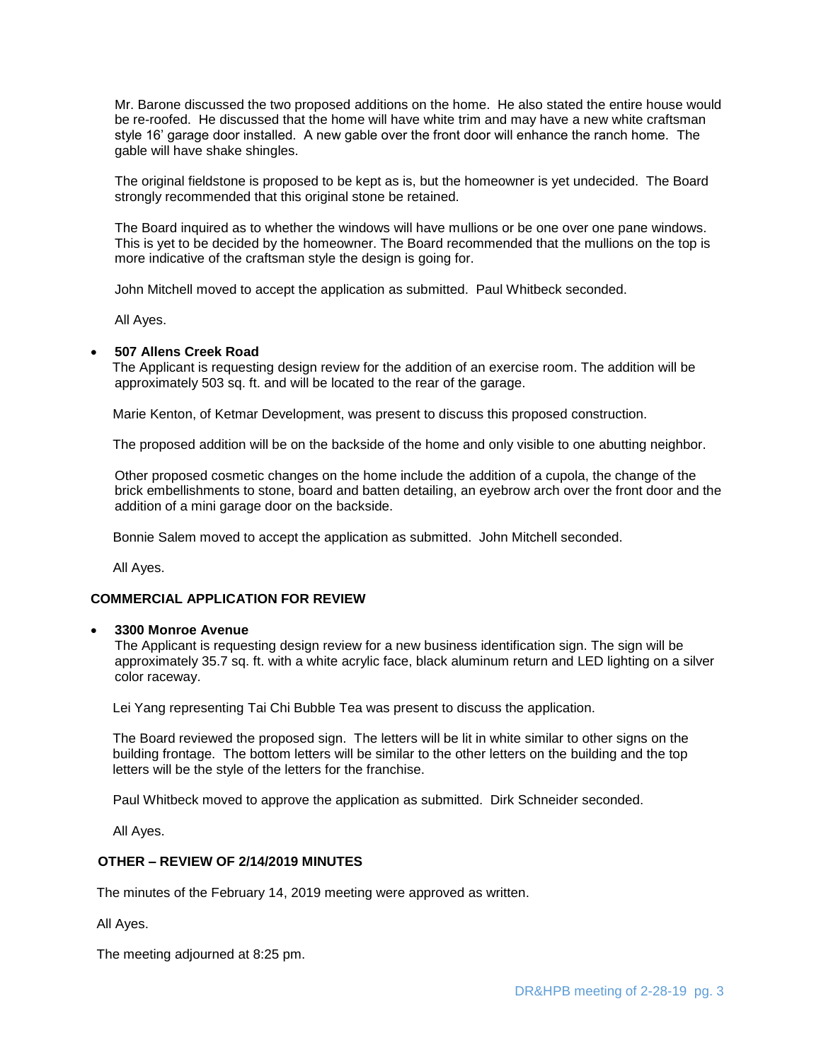Mr. Barone discussed the two proposed additions on the home. He also stated the entire house would be re-roofed. He discussed that the home will have white trim and may have a new white craftsman style 16' garage door installed. A new gable over the front door will enhance the ranch home. The gable will have shake shingles.

The original fieldstone is proposed to be kept as is, but the homeowner is yet undecided. The Board strongly recommended that this original stone be retained.

The Board inquired as to whether the windows will have mullions or be one over one pane windows. This is yet to be decided by the homeowner. The Board recommended that the mullions on the top is more indicative of the craftsman style the design is going for.

John Mitchell moved to accept the application as submitted. Paul Whitbeck seconded.

All Ayes.

- **507 Allens Creek Road**

  The Applicant is requesting design review for the addition of an exercise room. The addition will be approximately 503 sq. ft. and will be located to the rear of the garage.

  Marie Kenton, of Ketmar Development, was present to discuss this proposed construction.

  The proposed addition will be on the backside of the home and only visible to one abutting neighbor.

  Other proposed cosmetic changes on the home include the addition of a cupola, the change of the brick embellishments to stone, board and batten detailing, an eyebrow arch over the front door and the addition of a mini garage door on the backside.

  Bonnie Salem moved to accept the application as submitted. John Mitchell seconded.

  All Ayes.

**COMMERCIAL APPLICATION FOR REVIEW**

- **3300 Monroe Avenue**

  The Applicant is requesting design review for a new business identification sign. The sign will be approximately 35.7 sq. ft. with a white acrylic face, black aluminum return and LED lighting on a silver color raceway.

  Lei Yang representing Tai Chi Bubble Tea was present to discuss the application.

  The Board reviewed the proposed sign. The letters will be lit in white similar to other signs on the building frontage. The bottom letters will be similar to the other letters on the building and the top letters will be the style of the letters for the franchise.

  Paul Whitbeck moved to approve the application as submitted. Dirk Schneider seconded.

  All Ayes.

**OTHER – REVIEW OF 2/14/2019 MINUTES**

The minutes of the February 14, 2019 meeting were approved as written.

All Ayes.

The meeting adjourned at 8:25 pm.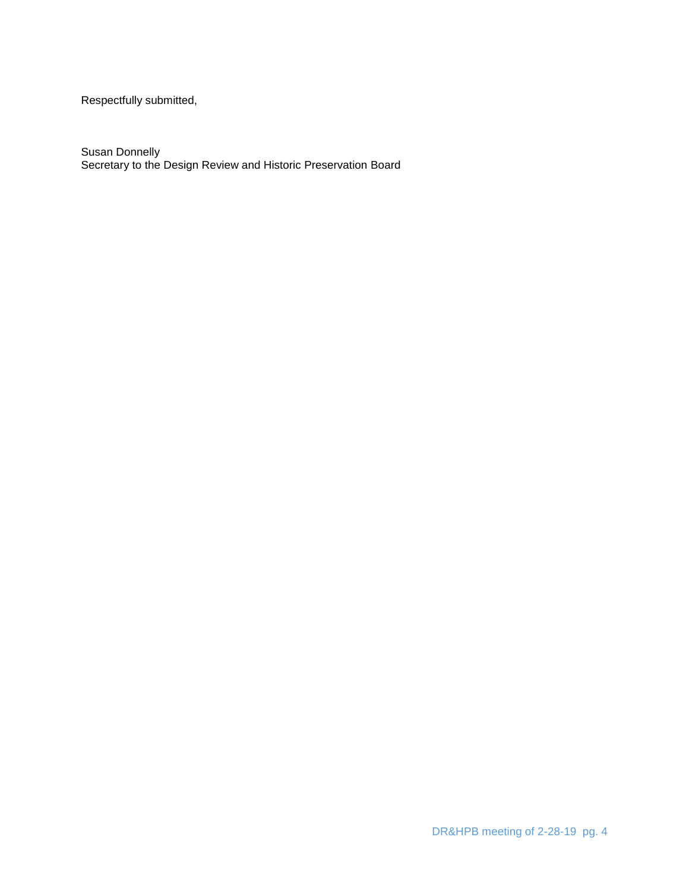Respectfully submitted,

Susan Donnelly
Secretary to the Design Review and Historic Preservation Board